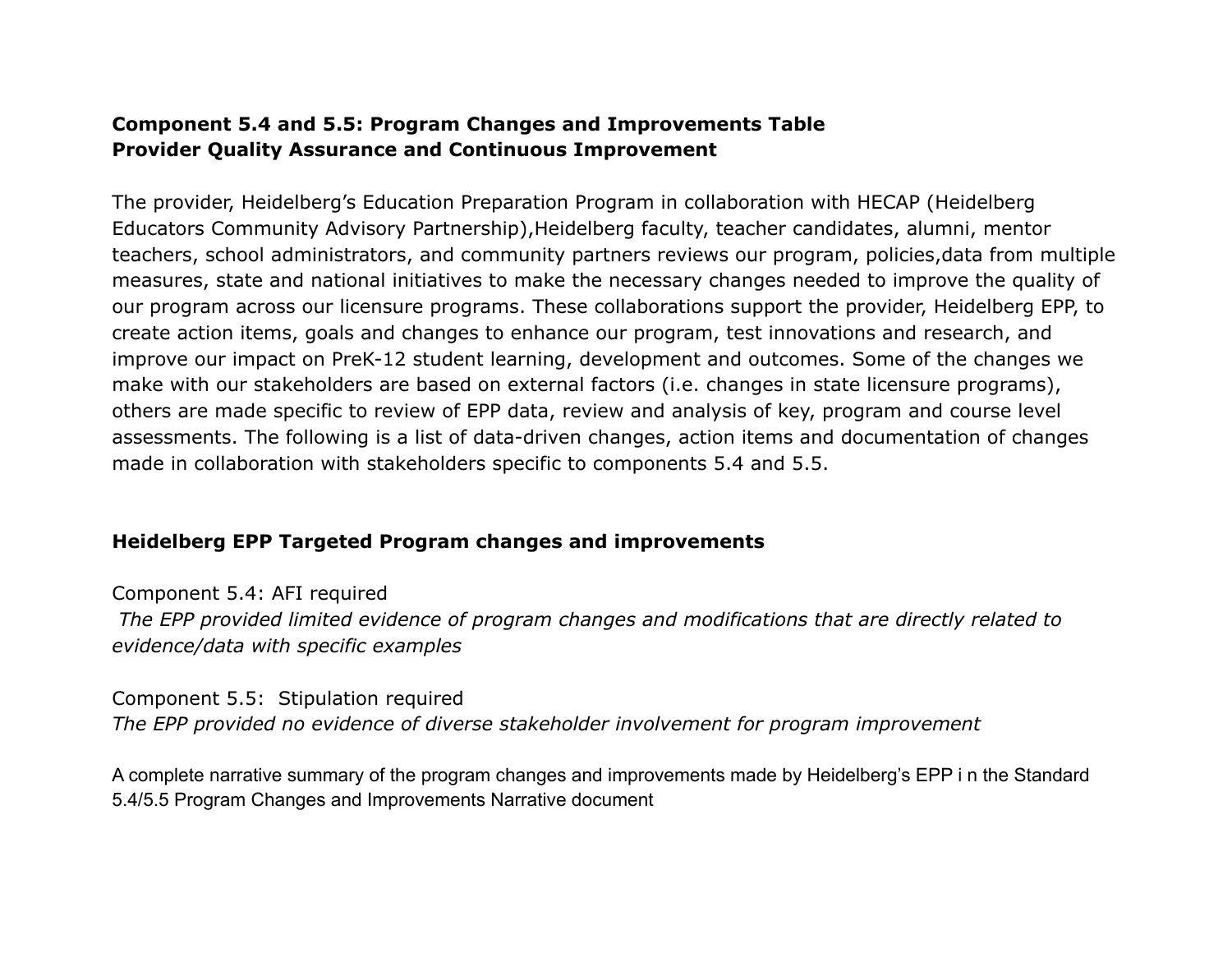**Component 5.4 and 5.5: Program Changes and Improvements Table**
**Provider Quality Assurance and Continuous Improvement**

The provider, Heidelberg's Education Preparation Program in collaboration with HECAP (Heidelberg Educators Community Advisory Partnership),Heidelberg faculty, teacher candidates, alumni, mentor teachers, school administrators, and community partners reviews our program, policies,data from multiple measures, state and national initiatives to make the necessary changes needed to improve the quality of our program across our licensure programs. These collaborations support the provider, Heidelberg EPP, to create action items, goals and changes to enhance our program, test innovations and research, and improve our impact on PreK-12 student learning, development and outcomes. Some of the changes we make with our stakeholders are based on external factors (i.e. changes in state licensure programs), others are made specific to review of EPP data, review and analysis of key, program and course level assessments. The following is a list of data-driven changes, action items and documentation of changes made in collaboration with stakeholders specific to components 5.4 and 5.5.

**Heidelberg EPP Targeted Program changes and improvements**

Component 5.4: AFI required
*The EPP provided limited evidence of program changes and modifications that are directly related to evidence/data with specific examples*

Component 5.5: Stipulation required
*The EPP provided no evidence of diverse stakeholder involvement for program improvement*

A complete narrative summary of the program changes and improvements made by Heidelberg's EPP i n the Standard 5.4/5.5 Program Changes and Improvements Narrative document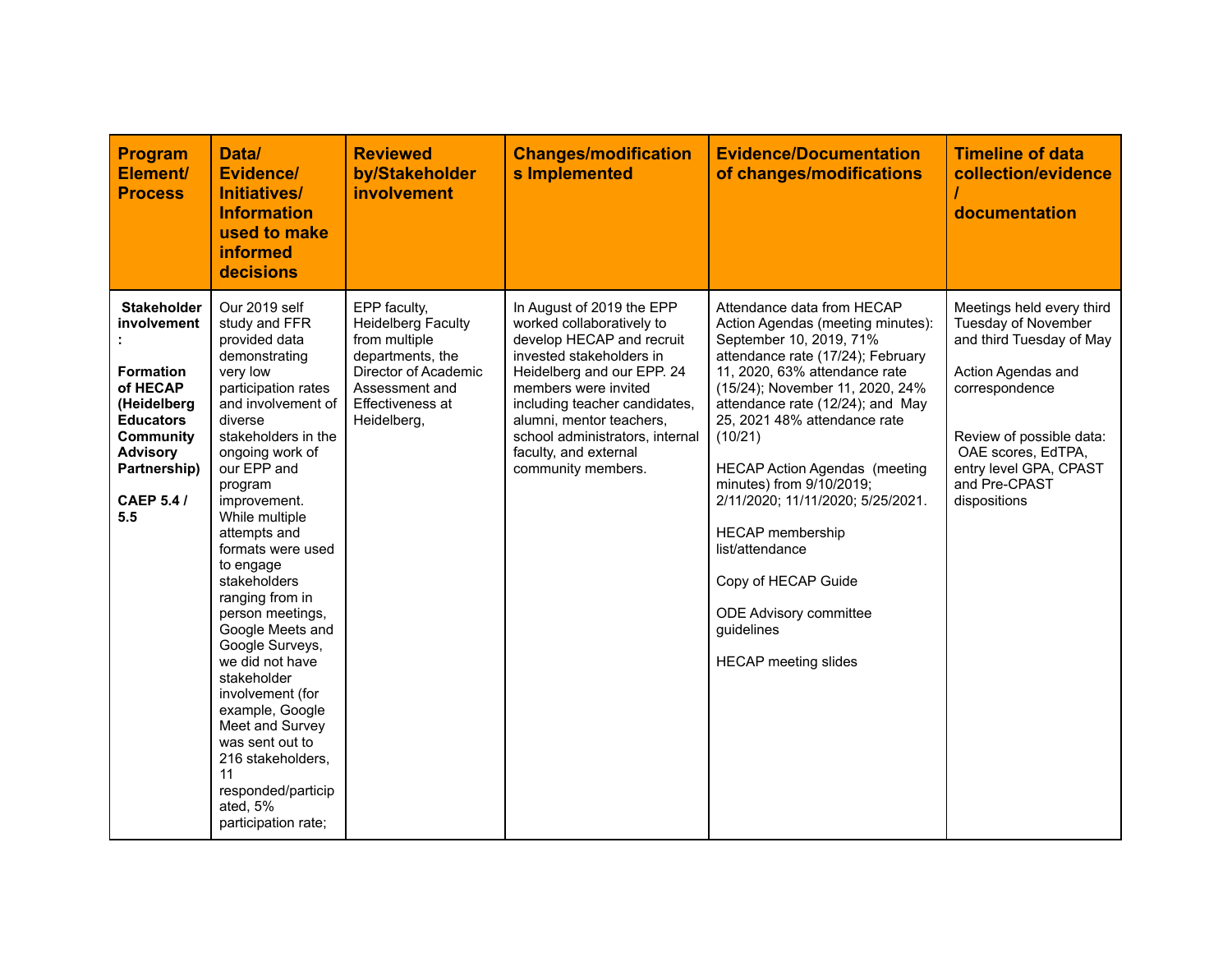| Program Element/ Process | Data/ Evidence/ Initiatives/ Information used to make informed decisions | Reviewed by/Stakeholder involvement | Changes/modifications Implemented | Evidence/Documentation of changes/modifications | Timeline of data collection/evidence / documentation |
|---|---|---|---|---|---|
| **Stakeholder involvement:**<br><br>**Formation of HECAP (Heidelberg Educators Community Advisory Partnership)**<br><br>**CAEP 5.4 / 5.5** | Our 2019 self study and FFR provided data demonstrating very low participation rates and involvement of diverse stakeholders in the ongoing work of our EPP and program improvement. While multiple attempts and formats were used to engage stakeholders ranging from in person meetings, Google Meets and Google Surveys, we did not have stakeholder involvement (for example, Google Meet and Survey was sent out to 216 stakeholders, 11 responded/participated, 5% participation rate; | EPP faculty, Heidelberg Faculty from multiple departments, the Director of Academic Assessment and Effectiveness at Heidelberg, | In August of 2019 the EPP worked collaboratively to develop HECAP and recruit invested stakeholders in Heidelberg and our EPP. 24 members were invited including teacher candidates, alumni, mentor teachers, school administrators, internal faculty, and external community members. | Attendance data from HECAP Action Agendas (meeting minutes): September 10, 2019, 71% attendance rate (17/24); February 11, 2020, 63% attendance rate (15/24); November 11, 2020, 24% attendance rate (12/24); and May 25, 2021 48% attendance rate (10/21)<br><br>HECAP Action Agendas (meeting minutes) from 9/10/2019; 2/11/2020; 11/11/2020; 5/25/2021.<br><br>HECAP membership list/attendance<br><br>Copy of HECAP Guide<br><br>ODE Advisory committee guidelines<br><br>HECAP meeting slides | Meetings held every third Tuesday of November and third Tuesday of May<br><br>Action Agendas and correspondence<br><br>Review of possible data: OAE scores, EdTPA, entry level GPA, CPAST and Pre-CPAST dispositions |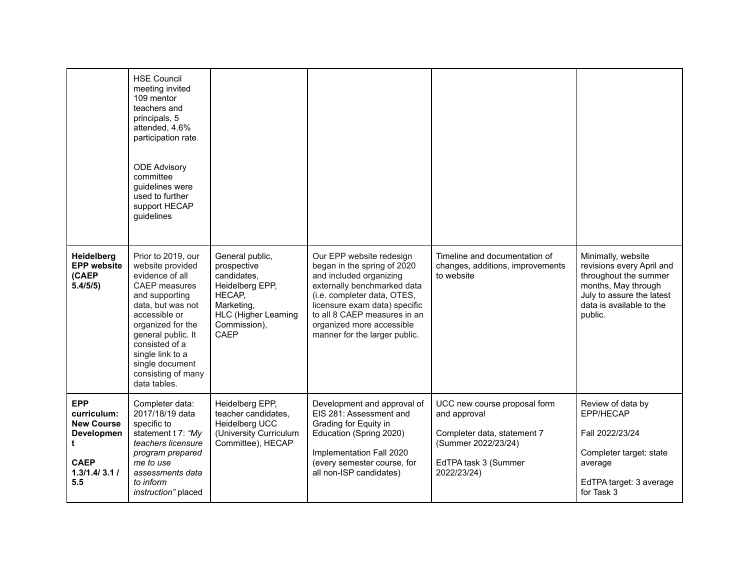| | | | | | |
|---|---|---|---|---|---|
| | HSE Council meeting invited 109 mentor teachers and principals, 5 attended, 4.6% participation rate.<br><br>ODE Advisory committee guidelines were used to further support HECAP guidelines | | | | |
| **Heidelberg EPP website (CAEP 5.4/5/5)** | Prior to 2019, our website provided evidence of all CAEP measures and supporting data, but was not accessible or organized for the general public. It consisted of a single link to a single document consisting of many data tables. | General public, prospective candidates, Heidelberg EPP, HECAP, Marketing, HLC (Higher Learning Commission), CAEP | Our EPP website redesign began in the spring of 2020 and included organizing externally benchmarked data (i.e. completer data, OTES, licensure exam data) specific to all 8 CAEP measures in an organized more accessible manner for the larger public. | Timeline and documentation of changes, additions, improvements to website | Minimally, website revisions every April and throughout the summer months, May through July to assure the latest data is available to the public. |
| **EPP curriculum: New Course Development**<br><br>**CAEP 1.3/1.4/ 3.1 / 5.5** | Completer data: 2017/18/19 data specific to statement t 7: *"My teachers licensure program prepared me to use assessments data to inform instruction"* placed | Heidelberg EPP, teacher candidates, Heidelberg UCC (University Curriculum Committee), HECAP | Development and approval of EIS 281: Assessment and Grading for Equity in Education (Spring 2020)<br><br>Implementation Fall 2020 (every semester course, for all non-ISP candidates) | UCC new course proposal form and approval<br><br>Completer data, statement 7 (Summer 2022/23/24)<br><br>EdTPA task 3 (Summer 2022/23/24) | Review of data by EPP/HECAP<br><br>Fall 2022/23/24<br><br>Completer target: state average<br><br>EdTPA target: 3 average for Task 3 |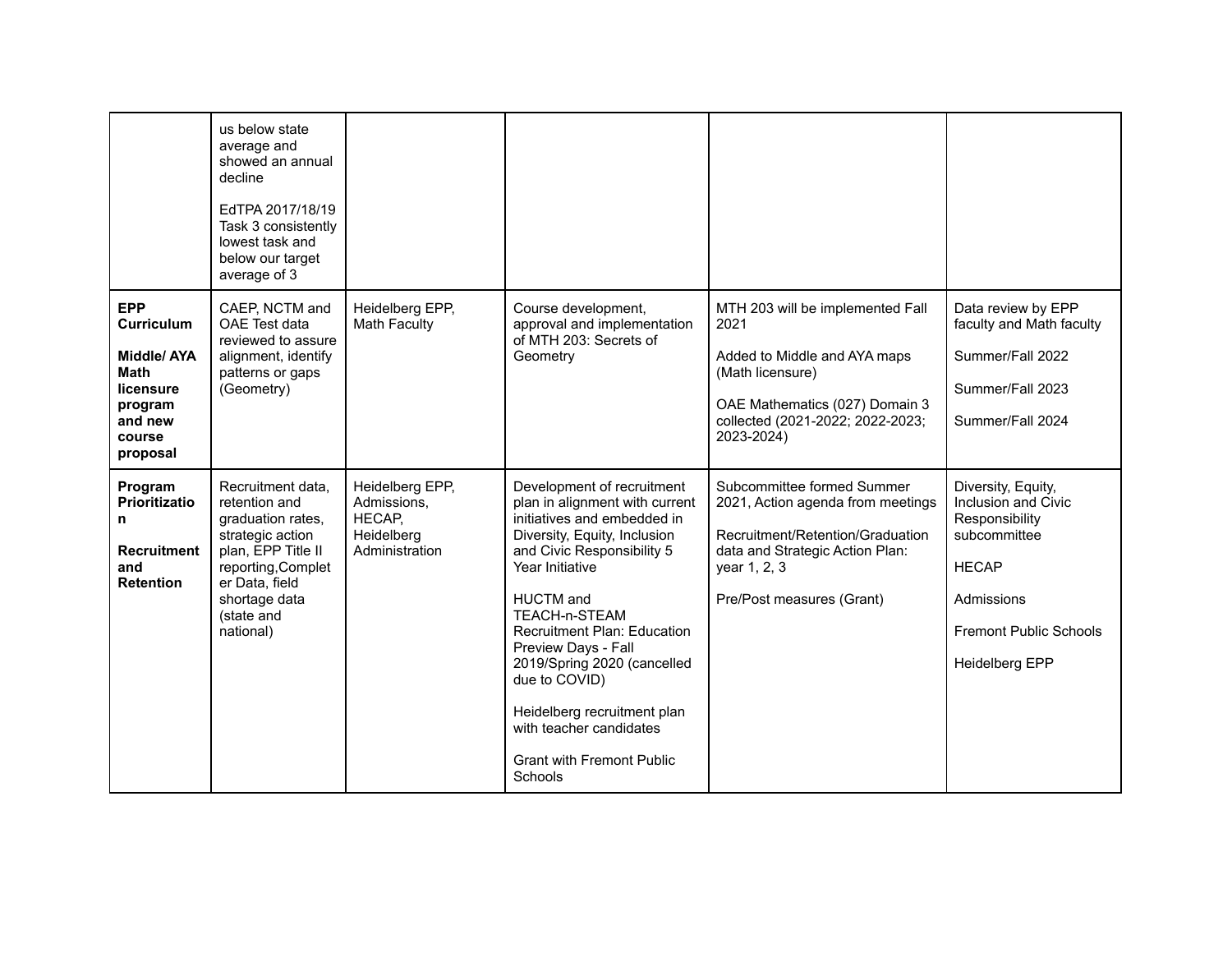| | | | | | |
|---|---|---|---|---|---|
| | us below state average and showed an annual decline<br><br>EdTPA 2017/18/19 Task 3 consistently lowest task and below our target average of 3 | | | | |
| **EPP Curriculum**<br><br>**Middle/ AYA Math licensure program and new course proposal** | CAEP, NCTM and OAE Test data reviewed to assure alignment, identify patterns or gaps (Geometry) | Heidelberg EPP, Math Faculty | Course development, approval and implementation of MTH 203: Secrets of Geometry | MTH 203 will be implemented Fall 2021<br><br>Added to Middle and AYA maps (Math licensure)<br><br>OAE Mathematics (027) Domain 3 collected (2021-2022; 2022-2023; 2023-2024) | Data review by EPP faculty and Math faculty<br><br>Summer/Fall 2022<br><br>Summer/Fall 2023<br><br>Summer/Fall 2024 |
| **Program Prioritization**<br><br>**Recruitment and Retention** | Recruitment data, retention and graduation rates, strategic action plan, EPP Title II reporting,Completer Data, field shortage data (state and national) | Heidelberg EPP, Admissions, HECAP, Heidelberg Administration | Development of recruitment plan in alignment with current initiatives and embedded in Diversity, Equity, Inclusion and Civic Responsibility 5 Year Initiative<br><br>HUCTM and TEACH-n-STEAM Recruitment Plan: Education Preview Days - Fall 2019/Spring 2020 (cancelled due to COVID)<br><br>Heidelberg recruitment plan with teacher candidates<br><br>Grant with Fremont Public Schools | Subcommittee formed Summer 2021, Action agenda from meetings<br><br>Recruitment/Retention/Graduation data and Strategic Action Plan: year 1, 2, 3<br><br>Pre/Post measures (Grant) | Diversity, Equity, Inclusion and Civic Responsibility subcommittee<br><br>HECAP<br><br>Admissions<br><br>Fremont Public Schools<br><br>Heidelberg EPP |